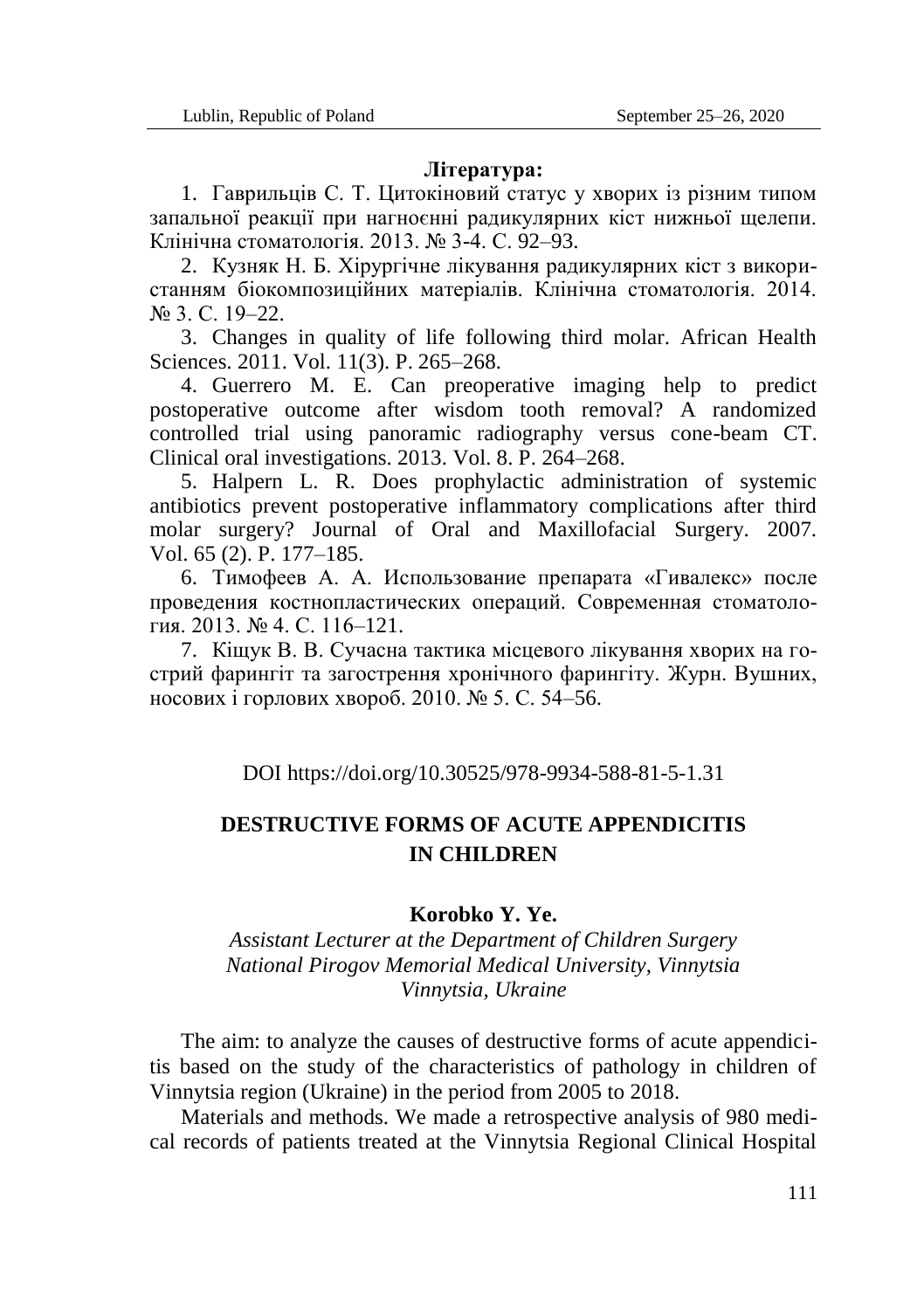**Література:**

1. Гаврильців С. Т. Цитокіновий статус у хворих із різним типом запальної реакції при нагноєнні радикулярних кіст нижньої щелепи. Клінічна стоматологія. 2013. № 3-4. С. 92–93.
2. Кузняк Н. Б. Хірургічне лікування радикулярних кіст з використанням біокомпозиційних матеріалів. Клінічна стоматологія. 2014. № 3. С. 19–22.
3. Changes in quality of life following third molar. African Health Sciences. 2011. Vol. 11(3). P. 265–268.
4. Guerrero M. E. Can preoperative imaging help to predict postoperative outcome after wisdom tooth removal? A randomized controlled trial using panoramic radiography versus cone-beam CT. Clinical oral investigations. 2013. Vol. 8. P. 264–268.
5. Halpern L. R. Does prophylactic administration of systemic antibiotics prevent postoperative inflammatory complications after third molar surgery? Journal of Oral and Maxillofacial Surgery. 2007. Vol. 65 (2). P. 177–185.
6. Тимофеев А. А. Использование препарата «Гивалекс» после проведения костнопластических операций. Современная стоматология. 2013. № 4. С. 116–121.
7. Кіщук В. В. Сучасна тактика місцевого лікування хворих на гострий фарингіт та загострення хронічного фарингіту. Журн. Вушних, носових і горлових хвороб. 2010. № 5. С. 54–56.

DOI https://doi.org/10.30525/978-9934-588-81-5-1.31

## DESTRUCTIVE FORMS OF ACUTE APPENDICITIS IN CHILDREN

**Korobko Y. Ye.**

*Assistant Lecturer at the Department of Children Surgery*
*National Pirogov Memorial Medical University, Vinnytsia*
*Vinnytsia, Ukraine*

The aim: to analyze the causes of destructive forms of acute appendicitis based on the study of the characteristics of pathology in children of Vinnytsia region (Ukraine) in the period from 2005 to 2018.

Materials and methods. We made a retrospective analysis of 980 medical records of patients treated at the Vinnytsia Regional Clinical Hospital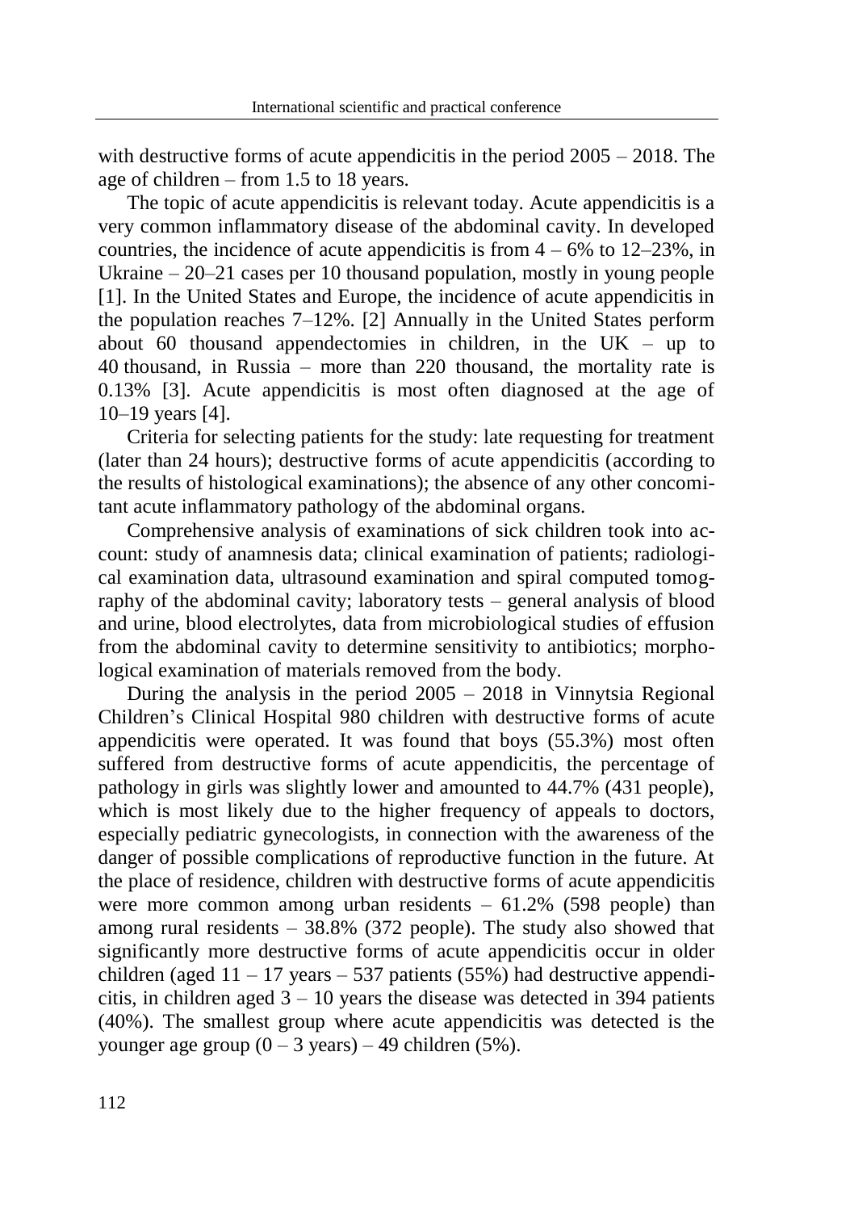with destructive forms of acute appendicitis in the period 2005 – 2018. The age of children – from 1.5 to 18 years.

The topic of acute appendicitis is relevant today. Acute appendicitis is a very common inflammatory disease of the abdominal cavity. In developed countries, the incidence of acute appendicitis is from 4 – 6% to 12–23%, in Ukraine – 20–21 cases per 10 thousand population, mostly in young people [1]. In the United States and Europe, the incidence of acute appendicitis in the population reaches 7–12%. [2] Annually in the United States perform about 60 thousand appendectomies in children, in the UK – up to 40 thousand, in Russia – more than 220 thousand, the mortality rate is 0.13% [3]. Acute appendicitis is most often diagnosed at the age of 10–19 years [4].

Criteria for selecting patients for the study: late requesting for treatment (later than 24 hours); destructive forms of acute appendicitis (according to the results of histological examinations); the absence of any other concomitant acute inflammatory pathology of the abdominal organs.

Comprehensive analysis of examinations of sick children took into account: study of anamnesis data; clinical examination of patients; radiological examination data, ultrasound examination and spiral computed tomography of the abdominal cavity; laboratory tests – general analysis of blood and urine, blood electrolytes, data from microbiological studies of effusion from the abdominal cavity to determine sensitivity to antibiotics; morphological examination of materials removed from the body.

During the analysis in the period 2005 – 2018 in Vinnytsia Regional Children's Clinical Hospital 980 children with destructive forms of acute appendicitis were operated. It was found that boys (55.3%) most often suffered from destructive forms of acute appendicitis, the percentage of pathology in girls was slightly lower and amounted to 44.7% (431 people), which is most likely due to the higher frequency of appeals to doctors, especially pediatric gynecologists, in connection with the awareness of the danger of possible complications of reproductive function in the future. At the place of residence, children with destructive forms of acute appendicitis were more common among urban residents – 61.2% (598 people) than among rural residents – 38.8% (372 people). The study also showed that significantly more destructive forms of acute appendicitis occur in older children (aged 11 – 17 years – 537 patients (55%) had destructive appendicitis, in children aged 3 – 10 years the disease was detected in 394 patients (40%). The smallest group where acute appendicitis was detected is the younger age group (0 – 3 years) – 49 children (5%).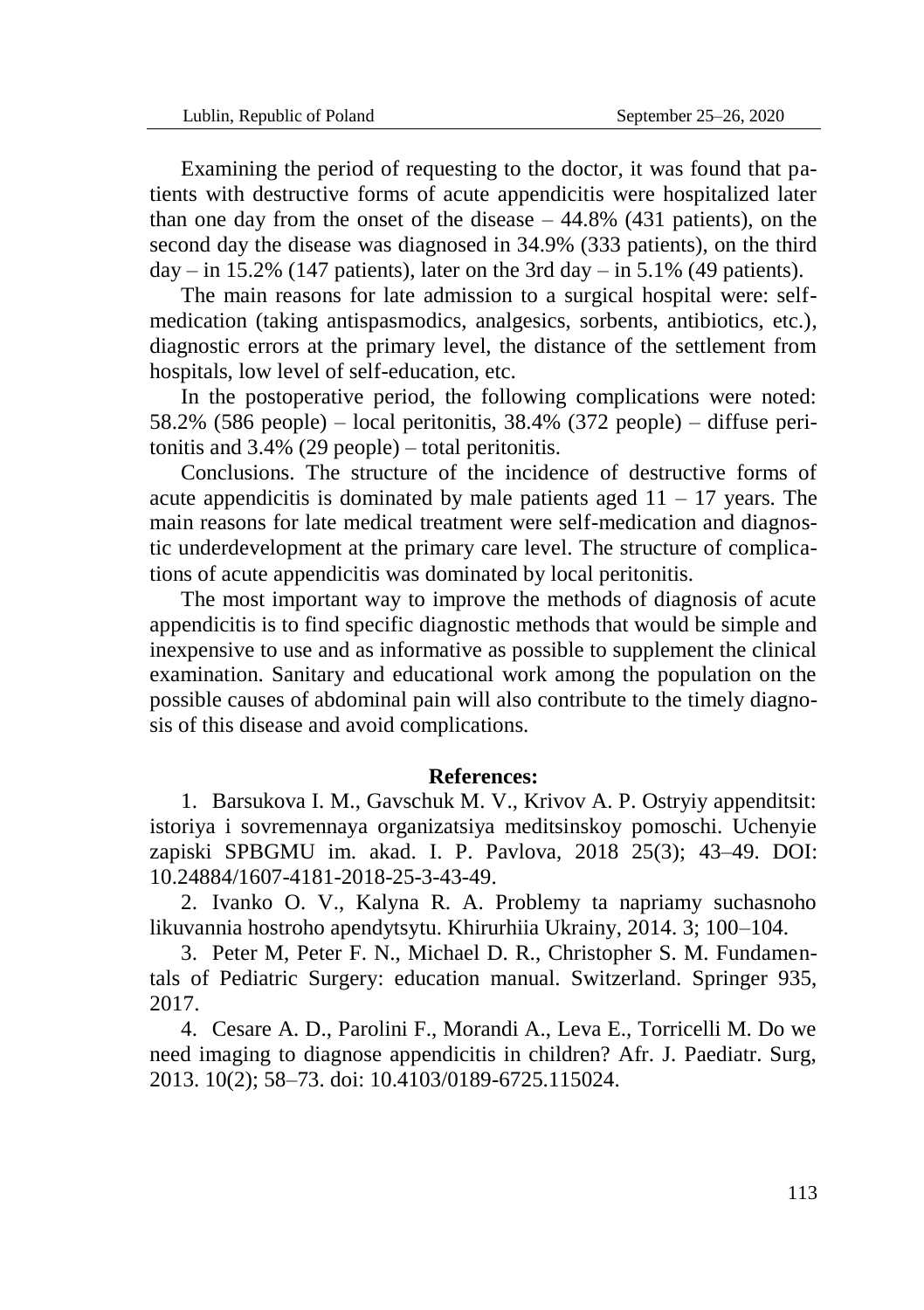Examining the period of requesting to the doctor, it was found that patients with destructive forms of acute appendicitis were hospitalized later than one day from the onset of the disease – 44.8% (431 patients), on the second day the disease was diagnosed in 34.9% (333 patients), on the third day – in 15.2% (147 patients), later on the 3rd day – in 5.1% (49 patients).

The main reasons for late admission to a surgical hospital were: self-medication (taking antispasmodics, analgesics, sorbents, antibiotics, etc.), diagnostic errors at the primary level, the distance of the settlement from hospitals, low level of self-education, etc.

In the postoperative period, the following complications were noted: 58.2% (586 people) – local peritonitis, 38.4% (372 people) – diffuse peritonitis and 3.4% (29 people) – total peritonitis.

Conclusions. The structure of the incidence of destructive forms of acute appendicitis is dominated by male patients aged 11 – 17 years. The main reasons for late medical treatment were self-medication and diagnostic underdevelopment at the primary care level. The structure of complications of acute appendicitis was dominated by local peritonitis.

The most important way to improve the methods of diagnosis of acute appendicitis is to find specific diagnostic methods that would be simple and inexpensive to use and as informative as possible to supplement the clinical examination. Sanitary and educational work among the population on the possible causes of abdominal pain will also contribute to the timely diagnosis of this disease and avoid complications.

**References:**

1. Barsukova I. M., Gavschuk M. V., Krivov A. P. Ostryiy appenditsit: istoriya i sovremennaya organizatsiya meditsinskoy pomoschi. Uchenyie zapiski SPBGMU im. akad. I. P. Pavlova, 2018 25(3); 43–49. DOI: 10.24884/1607-4181-2018-25-3-43-49.
2. Ivanko O. V., Kalyna R. A. Problemy ta napriamy suchasnoho likuvannia hostroho apendytsytu. Khirurhiia Ukrainy, 2014. 3; 100–104.
3. Peter M, Peter F. N., Michael D. R., Christopher S. M. Fundamentals of Pediatric Surgery: education manual. Switzerland. Springer 935, 2017.
4. Cesare A. D., Parolini F., Morandi A., Leva E., Torricelli M. Do we need imaging to diagnose appendicitis in children? Afr. J. Paediatr. Surg, 2013. 10(2); 58–73. doi: 10.4103/0189-6725.115024.